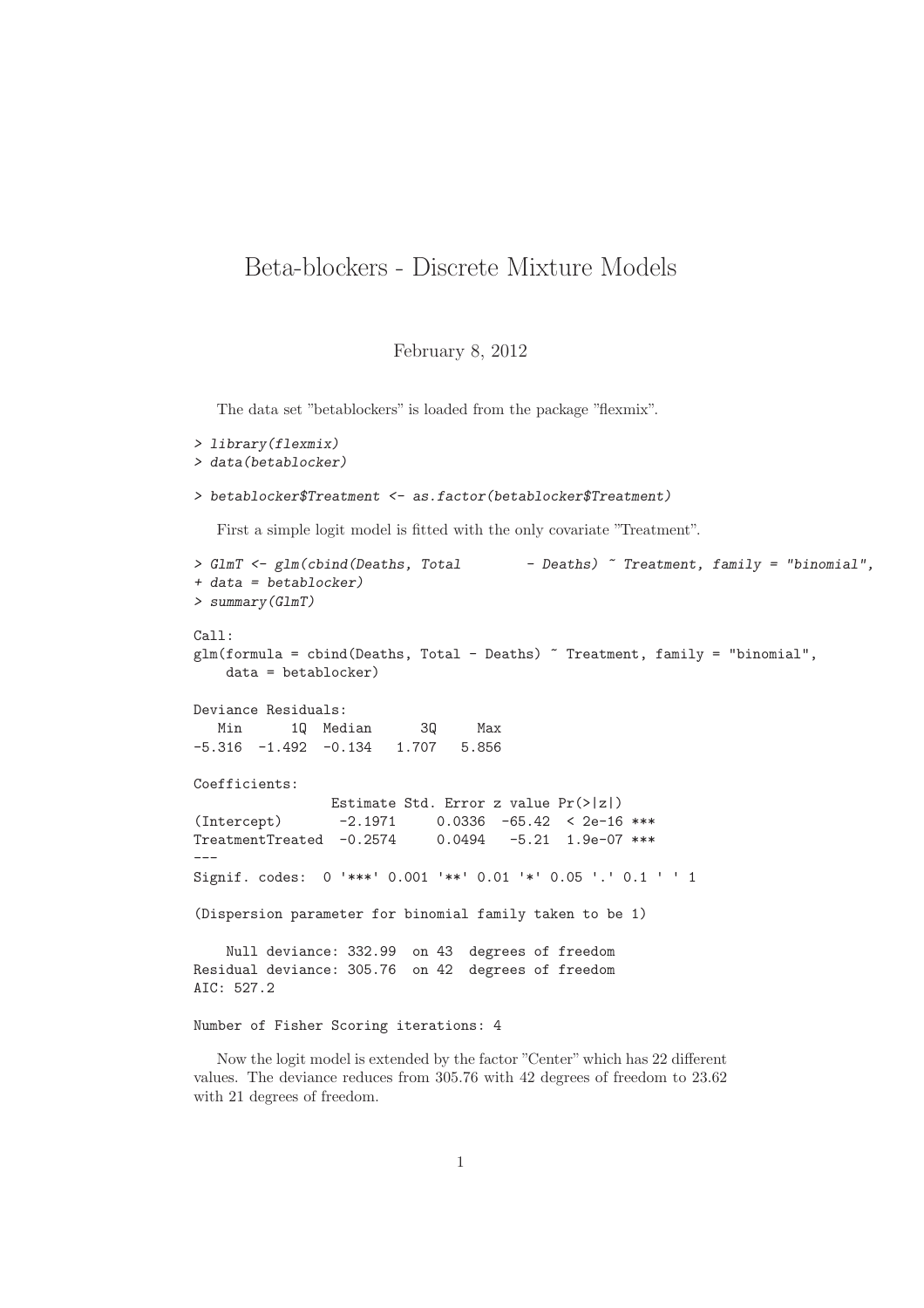# Beta-blockers - Discrete Mixture Models

February 8, 2012

The data set "betablockers" is loaded from the package "flexmix".

```
> library(flexmix)
> data(betablocker)
```

```
> betablocker$Treatment <- as.factor(betablocker$Treatment)
```

First a simple logit model is fitted with the only covariate "Treatment".

```
> GlmT <- glm(cbind(Deaths, Total        - Deaths) ~ Treatment, family = "binomial",
+ data = betablocker)
> summary(GlmT)

Call:
glm(formula = cbind(Deaths, Total - Deaths) ~ Treatment, family = "binomial",
    data = betablocker)

Deviance Residuals:
   Min      1Q  Median      3Q     Max
-5.316  -1.492  -0.134   1.707   5.856

Coefficients:
                 Estimate Std. Error z value Pr(>|z|)
(Intercept)       -2.1971     0.0336  -65.42  < 2e-16 ***
TreatmentTreated  -0.2574     0.0494   -5.21  1.9e-07 ***
---
Signif. codes:  0 '***' 0.001 '**' 0.01 '*' 0.05 '.' 0.1 ' ' 1

(Dispersion parameter for binomial family taken to be 1)

    Null deviance: 332.99  on 43  degrees of freedom
Residual deviance: 305.76  on 42  degrees of freedom
AIC: 527.2

Number of Fisher Scoring iterations: 4
```

Now the logit model is extended by the factor "Center" which has 22 different values. The deviance reduces from 305.76 with 42 degrees of freedom to 23.62 with 21 degrees of freedom.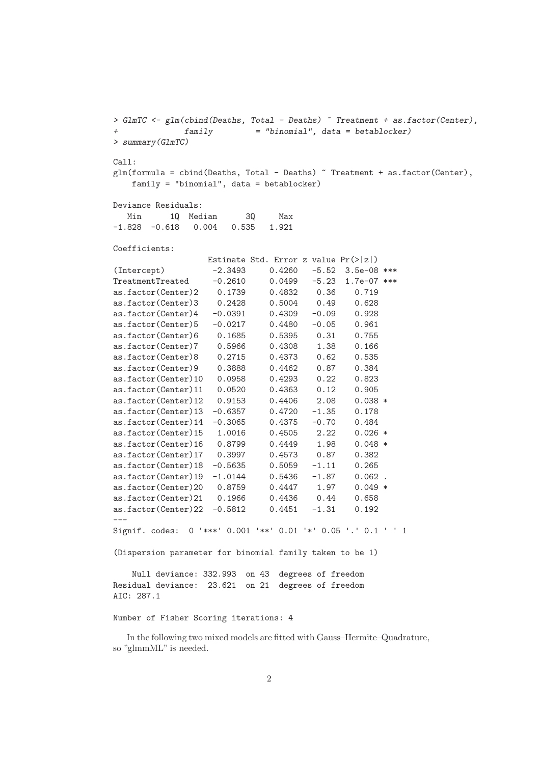```
> GlmTC <- glm(cbind(Deaths, Total - Deaths) ~ Treatment + as.factor(Center),
+              family         = "binomial", data = betablocker)
> summary(GlmTC)

Call:
glm(formula = cbind(Deaths, Total - Deaths) ~ Treatment + as.factor(Center),
    family = "binomial", data = betablocker)

Deviance Residuals:
   Min      1Q  Median      3Q     Max
-1.828  -0.618   0.004   0.535   1.921

Coefficients:
                    Estimate Std. Error z value Pr(>|z|)
(Intercept)          -2.3493     0.4260   -5.52  3.5e-08 ***
TreatmentTreated     -0.2610     0.0499   -5.23  1.7e-07 ***
as.factor(Center)2    0.1739     0.4832    0.36    0.719
as.factor(Center)3    0.2428     0.5004    0.49    0.628
as.factor(Center)4   -0.0391     0.4309   -0.09    0.928
as.factor(Center)5   -0.0217     0.4480   -0.05    0.961
as.factor(Center)6    0.1685     0.5395    0.31    0.755
as.factor(Center)7    0.5966     0.4308    1.38    0.166
as.factor(Center)8    0.2715     0.4373    0.62    0.535
as.factor(Center)9    0.3888     0.4462    0.87    0.384
as.factor(Center)10   0.0958     0.4293    0.22    0.823
as.factor(Center)11   0.0520     0.4363    0.12    0.905
as.factor(Center)12   0.9153     0.4406    2.08    0.038 *
as.factor(Center)13  -0.6357     0.4720   -1.35    0.178
as.factor(Center)14  -0.3065     0.4375   -0.70    0.484
as.factor(Center)15   1.0016     0.4505    2.22    0.026 *
as.factor(Center)16   0.8799     0.4449    1.98    0.048 *
as.factor(Center)17   0.3997     0.4573    0.87    0.382
as.factor(Center)18  -0.5635     0.5059   -1.11    0.265
as.factor(Center)19  -1.0144     0.5436   -1.87    0.062 .
as.factor(Center)20   0.8759     0.4447    1.97    0.049 *
as.factor(Center)21   0.1966     0.4436    0.44    0.658
as.factor(Center)22  -0.5812     0.4451   -1.31    0.192
---
Signif. codes:  0 '***' 0.001 '**' 0.01 '*' 0.05 '.' 0.1 ' ' 1

(Dispersion parameter for binomial family taken to be 1)

    Null deviance: 332.993  on 43  degrees of freedom
Residual deviance:  23.621  on 21  degrees of freedom
AIC: 287.1

Number of Fisher Scoring iterations: 4
```

In the following two mixed models are fitted with Gauss–Hermite–Quadrature, so "glmmML" is needed.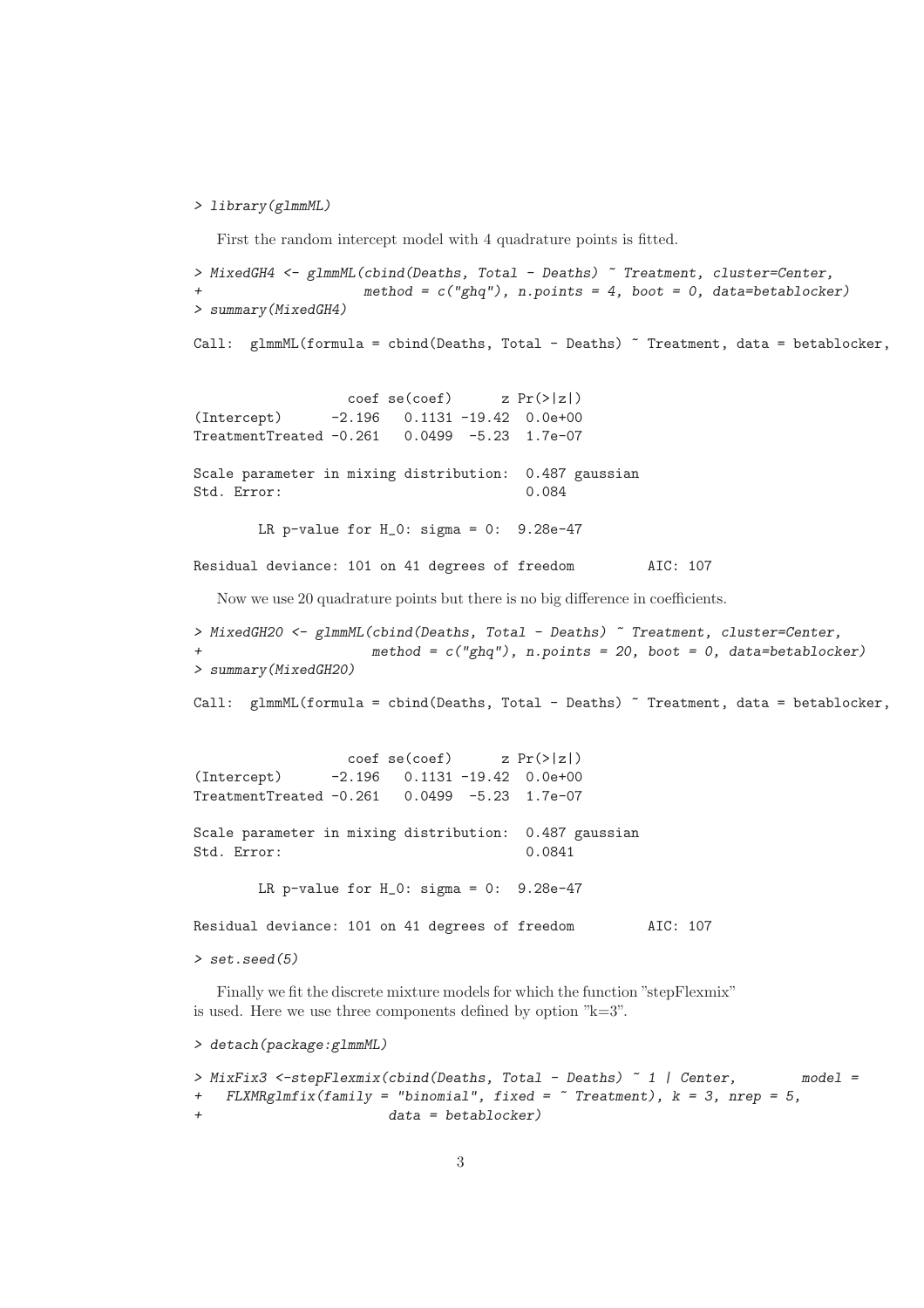```
> library(glmmML)
```

First the random intercept model with 4 quadrature points is fitted.

```
> MixedGH4 <- glmmML(cbind(Deaths, Total - Deaths) ~ Treatment, cluster=Center,
+                    method = c("ghq"), n.points = 4, boot = 0, data=betablocker)
> summary(MixedGH4)

Call:  glmmML(formula = cbind(Deaths, Total - Deaths) ~ Treatment, data = betablocker,


                   coef se(coef)      z Pr(>|z|)
(Intercept)      -2.196   0.1131 -19.42  0.0e+00
TreatmentTreated -0.261   0.0499  -5.23  1.7e-07

Scale parameter in mixing distribution:  0.487 gaussian
Std. Error:                              0.084

        LR p-value for H_0: sigma = 0:  9.28e-47

Residual deviance: 101 on 41 degrees of freedom         AIC: 107
```

Now we use 20 quadrature points but there is no big difference in coefficients.

```
> MixedGH20 <- glmmML(cbind(Deaths, Total - Deaths) ~ Treatment, cluster=Center,
+                     method = c("ghq"), n.points = 20, boot = 0, data=betablocker)
> summary(MixedGH20)

Call:  glmmML(formula = cbind(Deaths, Total - Deaths) ~ Treatment, data = betablocker,


                   coef se(coef)      z Pr(>|z|)
(Intercept)      -2.196   0.1131 -19.42  0.0e+00
TreatmentTreated -0.261   0.0499  -5.23  1.7e-07

Scale parameter in mixing distribution:  0.487 gaussian
Std. Error:                              0.0841

        LR p-value for H_0: sigma = 0:  9.28e-47

Residual deviance: 101 on 41 degrees of freedom         AIC: 107

> set.seed(5)
```

Finally we fit the discrete mixture models for which the function "stepFlexmix" is used. Here we use three components defined by option "k=3".

```
> detach(package:glmmML)

> MixFix3 <-stepFlexmix(cbind(Deaths, Total - Deaths) ~ 1 | Center,        model =
+   FLXMRglmfix(family = "binomial", fixed = ~ Treatment), k = 3, nrep = 5,
+                       data = betablocker)
```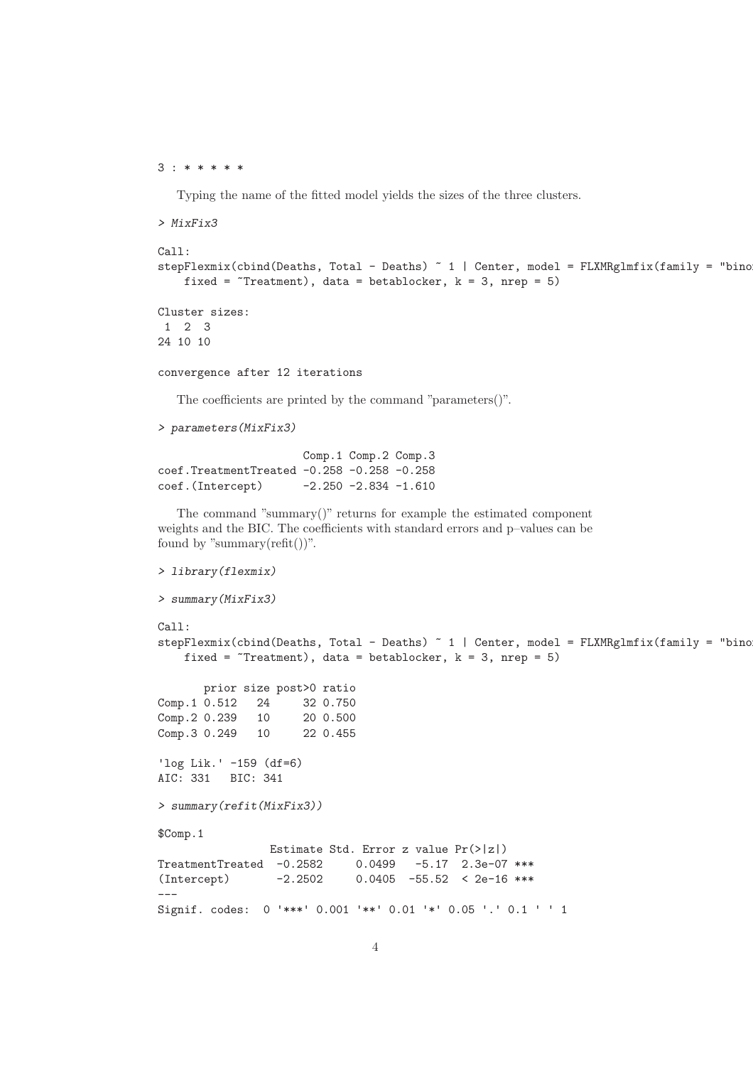```
3 : * * * * *
```

Typing the name of the fitted model yields the sizes of the three clusters.

```
> MixFix3

Call:
stepFlexmix(cbind(Deaths, Total - Deaths) ~ 1 | Center, model = FLXMRglmfix(family = "bino
    fixed = ~Treatment), data = betablocker, k = 3, nrep = 5)

Cluster sizes:
 1  2  3
24 10 10

convergence after 12 iterations
```

The coefficients are printed by the command "parameters()".

```
> parameters(MixFix3)

                     Comp.1 Comp.2 Comp.3
coef.TreatmentTreated -0.258 -0.258 -0.258
coef.(Intercept)      -2.250 -2.834 -1.610
```

The command "summary()" returns for example the estimated component weights and the BIC. The coefficients with standard errors and p–values can be found by "summary(refit())".

```
> library(flexmix)
> summary(MixFix3)

Call:
stepFlexmix(cbind(Deaths, Total - Deaths) ~ 1 | Center, model = FLXMRglmfix(family = "bino
    fixed = ~Treatment), data = betablocker, k = 3, nrep = 5)

       prior size post>0 ratio
Comp.1 0.512   24     32 0.750
Comp.2 0.239   10     20 0.500
Comp.3 0.249   10     22 0.455

'log Lik.' -159 (df=6)
AIC: 331   BIC: 341

> summary(refit(MixFix3))

$Comp.1
                Estimate Std. Error z value Pr(>|z|)
TreatmentTreated  -0.2582     0.0499   -5.17  2.3e-07 ***
(Intercept)       -2.2502     0.0405  -55.52  < 2e-16 ***
---
Signif. codes:  0 '***' 0.001 '**' 0.01 '*' 0.05 '.' 0.1 ' ' 1
```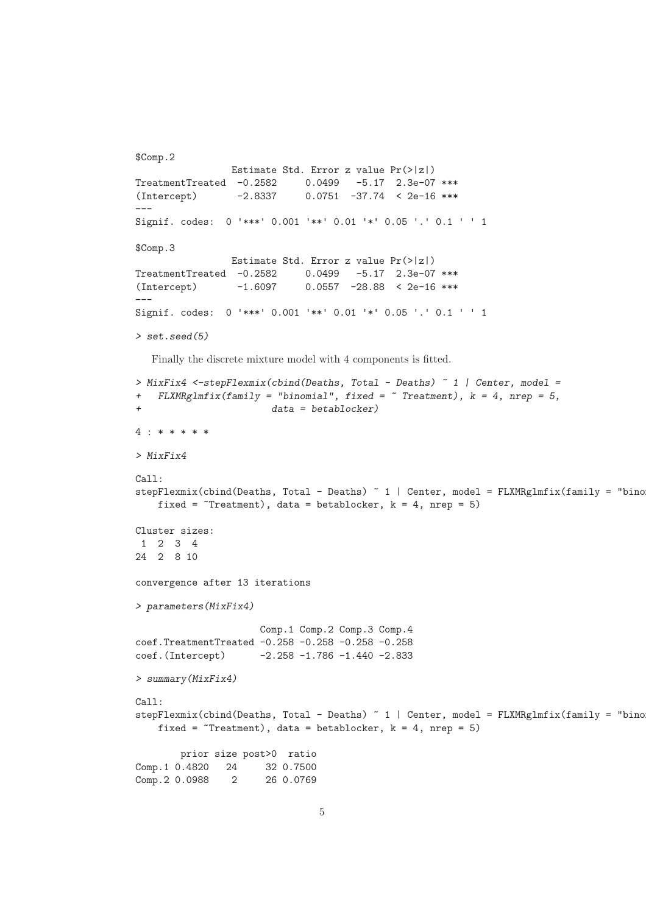```
$Comp.2
                 Estimate Std. Error z value Pr(>|z|)
TreatmentTreated  -0.2582     0.0499   -5.17  2.3e-07 ***
(Intercept)       -2.8337     0.0751  -37.74  < 2e-16 ***
---
Signif. codes:  0 '***' 0.001 '**' 0.01 '*' 0.05 '.' 0.1 ' ' 1

$Comp.3
                 Estimate Std. Error z value Pr(>|z|)
TreatmentTreated  -0.2582     0.0499   -5.17  2.3e-07 ***
(Intercept)       -1.6097     0.0557  -28.88  < 2e-16 ***
---
Signif. codes:  0 '***' 0.001 '**' 0.01 '*' 0.05 '.' 0.1 ' ' 1

> set.seed(5)
```

Finally the discrete mixture model with 4 components is fitted.

```
> MixFix4 <-stepFlexmix(cbind(Deaths, Total - Deaths) ~ 1 | Center, model =
+   FLXMRglmfix(family = "binomial", fixed = ~ Treatment), k = 4, nrep = 5,
+                       data = betablocker)

4 : * * * * *

> MixFix4

Call:
stepFlexmix(cbind(Deaths, Total - Deaths) ~ 1 | Center, model = FLXMRglmfix(family = "bino
    fixed = ~Treatment), data = betablocker, k = 4, nrep = 5)

Cluster sizes:
 1  2  3  4
24  2  8 10

convergence after 13 iterations

> parameters(MixFix4)

                      Comp.1 Comp.2 Comp.3 Comp.4
coef.TreatmentTreated -0.258 -0.258 -0.258 -0.258
coef.(Intercept)      -2.258 -1.786 -1.440 -2.833

> summary(MixFix4)

Call:
stepFlexmix(cbind(Deaths, Total - Deaths) ~ 1 | Center, model = FLXMRglmfix(family = "bino
    fixed = ~Treatment), data = betablocker, k = 4, nrep = 5)

        prior size post>0  ratio
Comp.1 0.4820   24     32 0.7500
Comp.2 0.0988    2     26 0.0769
```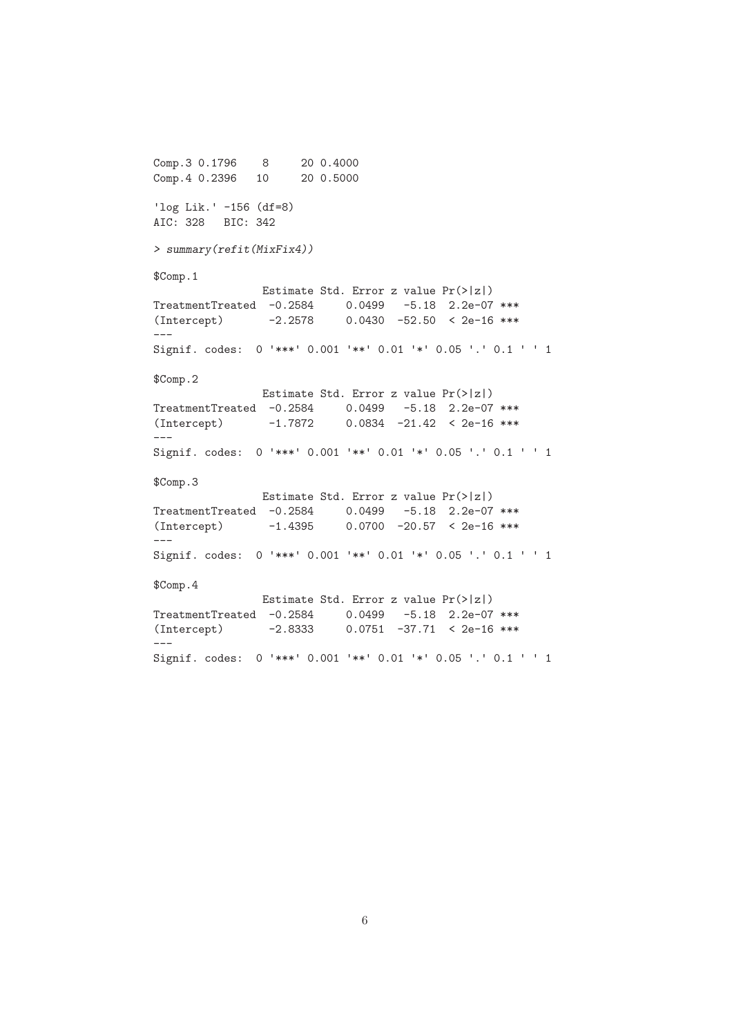```
Comp.3 0.1796    8     20 0.4000
Comp.4 0.2396   10     20 0.5000

'log Lik.' -156 (df=8)
AIC: 328   BIC: 342

> summary(refit(MixFix4))

$Comp.1
                 Estimate Std. Error z value Pr(>|z|)
TreatmentTreated  -0.2584     0.0499   -5.18  2.2e-07 ***
(Intercept)       -2.2578     0.0430  -52.50  < 2e-16 ***
---
Signif. codes:  0 '***' 0.001 '**' 0.01 '*' 0.05 '.' 0.1 ' ' 1

$Comp.2
                 Estimate Std. Error z value Pr(>|z|)
TreatmentTreated  -0.2584     0.0499   -5.18  2.2e-07 ***
(Intercept)       -1.7872     0.0834  -21.42  < 2e-16 ***
---
Signif. codes:  0 '***' 0.001 '**' 0.01 '*' 0.05 '.' 0.1 ' ' 1

$Comp.3
                 Estimate Std. Error z value Pr(>|z|)
TreatmentTreated  -0.2584     0.0499   -5.18  2.2e-07 ***
(Intercept)       -1.4395     0.0700  -20.57  < 2e-16 ***
---
Signif. codes:  0 '***' 0.001 '**' 0.01 '*' 0.05 '.' 0.1 ' ' 1

$Comp.4
                 Estimate Std. Error z value Pr(>|z|)
TreatmentTreated  -0.2584     0.0499   -5.18  2.2e-07 ***
(Intercept)       -2.8333     0.0751  -37.71  < 2e-16 ***
---
Signif. codes:  0 '***' 0.001 '**' 0.01 '*' 0.05 '.' 0.1 ' ' 1
```